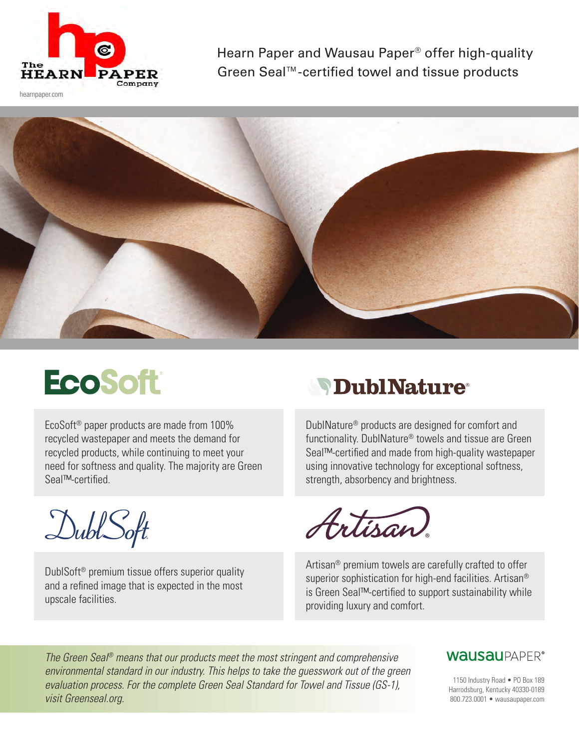The HEARN PAPER Company

hearnpaper.com

# Hearn Paper and Wausau Paper® offer high-quality Green Seal™-certified towel and tissue products

## EcoSoft®

EcoSoft® paper products are made from 100% recycled wastepaper and meets the demand for recycled products, while continuing to meet your need for softness and quality. The majority are Green Seal™-certified.

## DublNature®

DublNature® products are designed for comfort and functionality. DublNature® towels and tissue are Green Seal™-certified and made from high-quality wastepaper using innovative technology for exceptional softness, strength, absorbency and brightness.

## DublSoft

DublSoft® premium tissue offers superior quality and a refined image that is expected in the most upscale facilities.

## Artisan®

Artisan® premium towels are carefully crafted to offer superior sophistication for high-end facilities. Artisan® is Green Seal™-certified to support sustainability while providing luxury and comfort.

*The Green Seal® means that our products meet the most stringent and comprehensive environmental standard in our industry. This helps to take the guesswork out of the green evaluation process. For the complete Green Seal Standard for Towel and Tissue (GS-1), visit Greenseal.org.*

wausauPAPER®

1150 Industry Road • PO Box 189
Harrodsburg, Kentucky 40330-0189
800.723.0001 • wausaupaper.com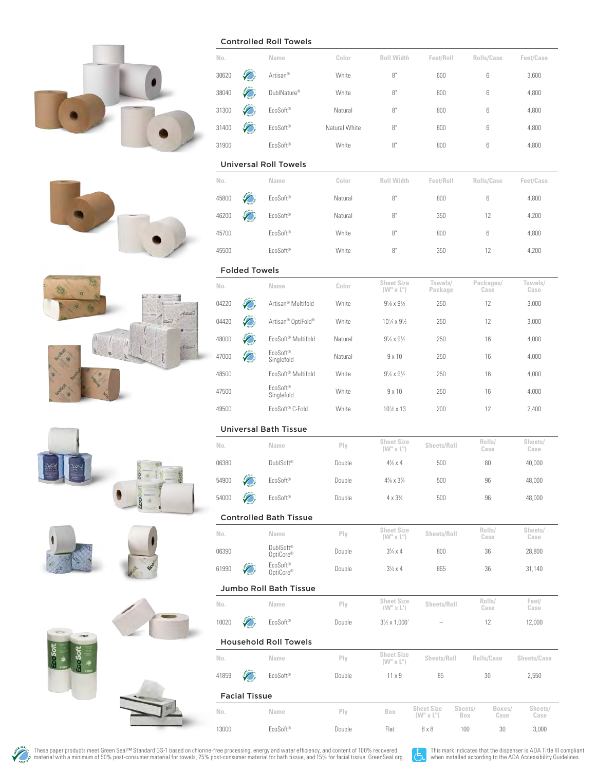## Controlled Roll Towels

| No. | | Name | Color | Roll Width | Feet/Roll | Rolls/Case | Feet/Case |
|---|---|---|---|---|---|---|---|
| 30620 | ✓ | Artisan® | White | 8" | 600 | 6 | 3,600 |
| 38040 | ✓ | DublNature® | White | 8" | 800 | 6 | 4,800 |
| 31300 | ✓ | EcoSoft® | Natural | 8" | 800 | 6 | 4,800 |
| 31400 | ✓ | EcoSoft® | Natural White | 8" | 800 | 6 | 4,800 |
| 31900 | | EcoSoft® | White | 8" | 800 | 6 | 4,800 |

## Universal Roll Towels

| No. | | Name | Color | Roll Width | Feet/Roll | Rolls/Case | Feet/Case |
|---|---|---|---|---|---|---|---|
| 45800 | ✓ | EcoSoft® | Natural | 8" | 800 | 6 | 4,800 |
| 46200 | ✓ | EcoSoft® | Natural | 8" | 350 | 12 | 4,200 |
| 45700 | | EcoSoft® | White | 8" | 800 | 6 | 4,800 |
| 45500 | | EcoSoft® | White | 8" | 350 | 12 | 4,200 |

## Folded Towels

| No. | | Name | Color | Sheet Size (W" x L") | Towels/Package | Packages/Case | Towels/Case |
|---|---|---|---|---|---|---|---|
| 04220 | ✓ | Artisan® Multifold | White | 9⅛ x 9½ | 250 | 12 | 3,000 |
| 04420 | ✓ | Artisan® OptiFold® | White | 10¼ x 9½ | 250 | 12 | 3,000 |
| 48000 | ✓ | EcoSoft® Multifold | Natural | 9⅛ x 9½ | 250 | 16 | 4,000 |
| 47000 | ✓ | EcoSoft® Singlefold | Natural | 9 x 10 | 250 | 16 | 4,000 |
| 48500 | | EcoSoft® Multifold | White | 9⅛ x 9½ | 250 | 16 | 4,000 |
| 47500 | | EcoSoft® Singlefold | White | 9 x 10 | 250 | 16 | 4,000 |
| 49500 | | EcoSoft® C-Fold | White | 10⅛ x 13 | 200 | 12 | 2,400 |

## Universal Bath Tissue

| No. | | Name | Ply | Sheet Size (W" x L") | Sheets/Roll | Rolls/Case | Sheets/Case |
|---|---|---|---|---|---|---|---|
| 06380 | | DublSoft® | Double | 4⅜ x 4 | 500 | 80 | 40,000 |
| 54900 | ✓ | EcoSoft® | Double | 4⅜ x 3¾ | 500 | 96 | 48,000 |
| 54000 | ✓ | EcoSoft® | Double | 4 x 3¾ | 500 | 96 | 48,000 |

## Controlled Bath Tissue

| No. | | Name | Ply | Sheet Size (W" x L") | Sheets/Roll | Rolls/Case | Sheets/Case |
|---|---|---|---|---|---|---|---|
| 06390 | | DublSoft® OptiCore® | Double | 3¾ x 4 | 800 | 36 | 28,800 |
| 61990 | ✓ | EcoSoft® OptiCore® | Double | 3¾ x 4 | 865 | 36 | 31,140 |

## Jumbo Roll Bath Tissue

| No. | | Name | Ply | Sheet Size (W" x L') | Sheets/Roll | Rolls/Case | Feet/Case |
|---|---|---|---|---|---|---|---|
| 10020 | ✓ | EcoSoft® | Double | 3½ x 1,000' | – | 12 | 12,000 |

## Household Roll Towels

| No. | | Name | Ply | Sheet Size (W" x L") | Sheets/Roll | Rolls/Case | Sheets/Case |
|---|---|---|---|---|---|---|---|
| 41859 | ✓ | EcoSoft® | Double | 11 x 9 | 85 | 30 | 2,550 |

## Facial Tissue

| No. | Name | Ply | Box | Sheet Size (W" x L") | Sheets/Box | Boxes/Case | Sheets/Case |
|---|---|---|---|---|---|---|---|
| 13000 | EcoSoft® | Double | Flat | 8 x 8 | 100 | 30 | 3,000 |

These paper products meet Green Seal™ Standard GS-1 based on chlorine-free processing, energy and water efficiency, and content of 100% recovered material with a minimum of 50% post-consumer material for towels, 25% post-consumer material for bath tissue, and 15% for facial tissue. GreenSeal.org

This mark indicates that the dispenser is ADA Title III compliant when installed according to the ADA Accessibility Guidelines.